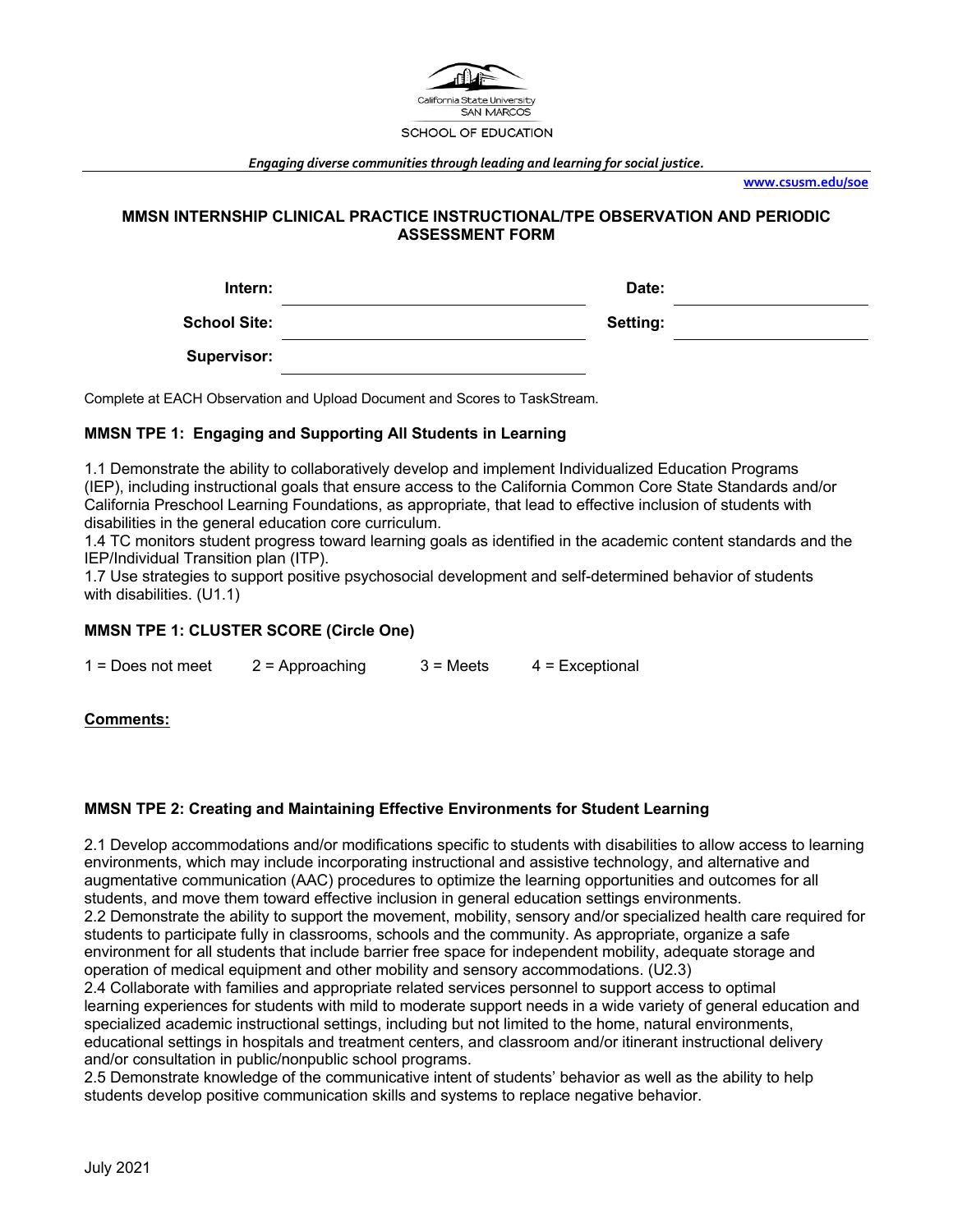California State University
SAN MARCOS

SCHOOL OF EDUCATION

*Engaging diverse communities through leading and learning for social justice.*

www.csusm.edu/soe

## MMSN INTERNSHIP CLINICAL PRACTICE INSTRUCTIONAL/TPE OBSERVATION AND PERIODIC ASSESSMENT FORM

**Intern:** ______________________ **Date:** ______________

**School Site:** ______________________ **Setting:** ______________

**Supervisor:** ______________________

Complete at EACH Observation and Upload Document and Scores to TaskStream.

### MMSN TPE 1: Engaging and Supporting All Students in Learning

1.1 Demonstrate the ability to collaboratively develop and implement Individualized Education Programs (IEP), including instructional goals that ensure access to the California Common Core State Standards and/or California Preschool Learning Foundations, as appropriate, that lead to effective inclusion of students with disabilities in the general education core curriculum.
1.4 TC monitors student progress toward learning goals as identified in the academic content standards and the IEP/Individual Transition plan (ITP).
1.7 Use strategies to support positive psychosocial development and self-determined behavior of students with disabilities. (U1.1)

### MMSN TPE 1: CLUSTER SCORE (Circle One)

1 = Does not meet   2 = Approaching   3 = Meets   4 = Exceptional

**Comments:**

### MMSN TPE 2: Creating and Maintaining Effective Environments for Student Learning

2.1 Develop accommodations and/or modifications specific to students with disabilities to allow access to learning environments, which may include incorporating instructional and assistive technology, and alternative and augmentative communication (AAC) procedures to optimize the learning opportunities and outcomes for all students, and move them toward effective inclusion in general education settings environments.
2.2 Demonstrate the ability to support the movement, mobility, sensory and/or specialized health care required for students to participate fully in classrooms, schools and the community. As appropriate, organize a safe environment for all students that include barrier free space for independent mobility, adequate storage and operation of medical equipment and other mobility and sensory accommodations. (U2.3)
2.4 Collaborate with families and appropriate related services personnel to support access to optimal learning experiences for students with mild to moderate support needs in a wide variety of general education and specialized academic instructional settings, including but not limited to the home, natural environments, educational settings in hospitals and treatment centers, and classroom and/or itinerant instructional delivery and/or consultation in public/nonpublic school programs.
2.5 Demonstrate knowledge of the communicative intent of students' behavior as well as the ability to help students develop positive communication skills and systems to replace negative behavior.

July 2021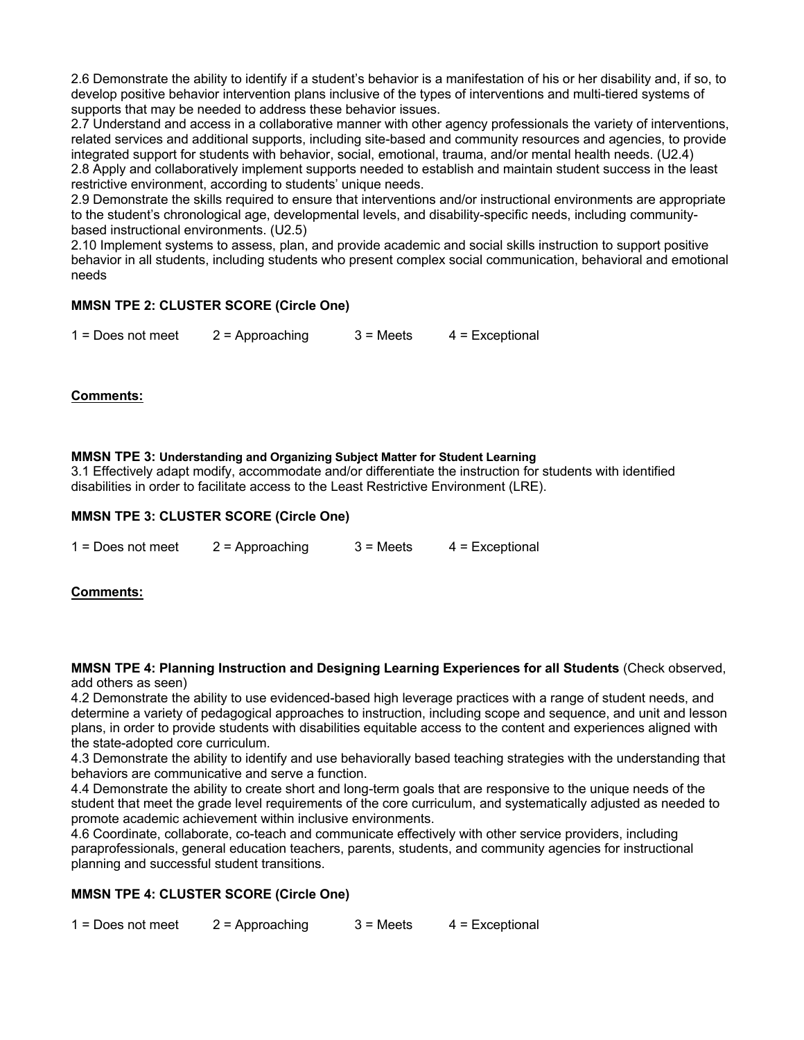2.6 Demonstrate the ability to identify if a student's behavior is a manifestation of his or her disability and, if so, to develop positive behavior intervention plans inclusive of the types of interventions and multi-tiered systems of supports that may be needed to address these behavior issues.

2.7 Understand and access in a collaborative manner with other agency professionals the variety of interventions, related services and additional supports, including site-based and community resources and agencies, to provide integrated support for students with behavior, social, emotional, trauma, and/or mental health needs. (U2.4)

2.8 Apply and collaboratively implement supports needed to establish and maintain student success in the least restrictive environment, according to students' unique needs.

2.9 Demonstrate the skills required to ensure that interventions and/or instructional environments are appropriate to the student's chronological age, developmental levels, and disability-specific needs, including community-based instructional environments. (U2.5)

2.10 Implement systems to assess, plan, and provide academic and social skills instruction to support positive behavior in all students, including students who present complex social communication, behavioral and emotional needs

**MMSN TPE 2: CLUSTER SCORE (Circle One)**

1 = Does not meet    2 = Approaching    3 = Meets    4 = Exceptional

**Comments:**

**MMSN TPE 3: Understanding and Organizing Subject Matter for Student Learning**

3.1 Effectively adapt modify, accommodate and/or differentiate the instruction for students with identified disabilities in order to facilitate access to the Least Restrictive Environment (LRE).

**MMSN TPE 3: CLUSTER SCORE (Circle One)**

1 = Does not meet    2 = Approaching    3 = Meets    4 = Exceptional

**Comments:**

**MMSN TPE 4: Planning Instruction and Designing Learning Experiences for all Students** (Check observed, add others as seen)

4.2 Demonstrate the ability to use evidenced-based high leverage practices with a range of student needs, and determine a variety of pedagogical approaches to instruction, including scope and sequence, and unit and lesson plans, in order to provide students with disabilities equitable access to the content and experiences aligned with the state-adopted core curriculum.

4.3 Demonstrate the ability to identify and use behaviorally based teaching strategies with the understanding that behaviors are communicative and serve a function.

4.4 Demonstrate the ability to create short and long-term goals that are responsive to the unique needs of the student that meet the grade level requirements of the core curriculum, and systematically adjusted as needed to promote academic achievement within inclusive environments.

4.6 Coordinate, collaborate, co-teach and communicate effectively with other service providers, including paraprofessionals, general education teachers, parents, students, and community agencies for instructional planning and successful student transitions.

**MMSN TPE 4: CLUSTER SCORE (Circle One)**

1 = Does not meet    2 = Approaching    3 = Meets    4 = Exceptional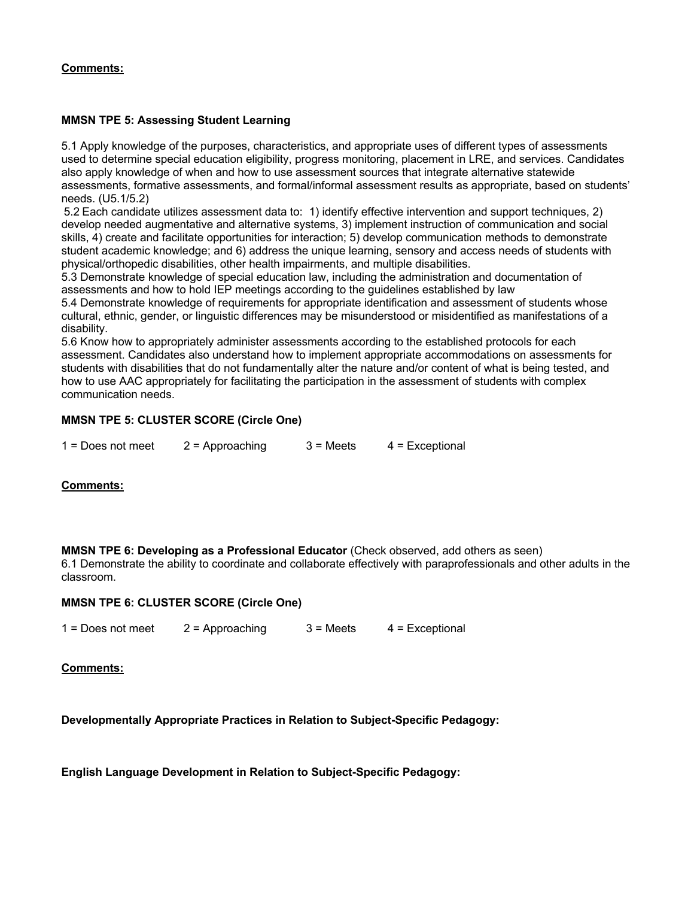**Comments:**

**MMSN TPE 5: Assessing Student Learning**

5.1 Apply knowledge of the purposes, characteristics, and appropriate uses of different types of assessments used to determine special education eligibility, progress monitoring, placement in LRE, and services. Candidates also apply knowledge of when and how to use assessment sources that integrate alternative statewide assessments, formative assessments, and formal/informal assessment results as appropriate, based on students' needs. (U5.1/5.2)

5.2 Each candidate utilizes assessment data to: 1) identify effective intervention and support techniques, 2) develop needed augmentative and alternative systems, 3) implement instruction of communication and social skills, 4) create and facilitate opportunities for interaction; 5) develop communication methods to demonstrate student academic knowledge; and 6) address the unique learning, sensory and access needs of students with physical/orthopedic disabilities, other health impairments, and multiple disabilities.

5.3 Demonstrate knowledge of special education law, including the administration and documentation of assessments and how to hold IEP meetings according to the guidelines established by law

5.4 Demonstrate knowledge of requirements for appropriate identification and assessment of students whose cultural, ethnic, gender, or linguistic differences may be misunderstood or misidentified as manifestations of a disability.

5.6 Know how to appropriately administer assessments according to the established protocols for each assessment. Candidates also understand how to implement appropriate accommodations on assessments for students with disabilities that do not fundamentally alter the nature and/or content of what is being tested, and how to use AAC appropriately for facilitating the participation in the assessment of students with complex communication needs.

**MMSN TPE 5: CLUSTER SCORE (Circle One)**

1 = Does not meet    2 = Approaching    3 = Meets    4 = Exceptional

**Comments:**

**MMSN TPE 6: Developing as a Professional Educator** (Check observed, add others as seen)

6.1 Demonstrate the ability to coordinate and collaborate effectively with paraprofessionals and other adults in the classroom.

**MMSN TPE 6: CLUSTER SCORE (Circle One)**

1 = Does not meet    2 = Approaching    3 = Meets    4 = Exceptional

**Comments:**

**Developmentally Appropriate Practices in Relation to Subject-Specific Pedagogy:**

**English Language Development in Relation to Subject-Specific Pedagogy:**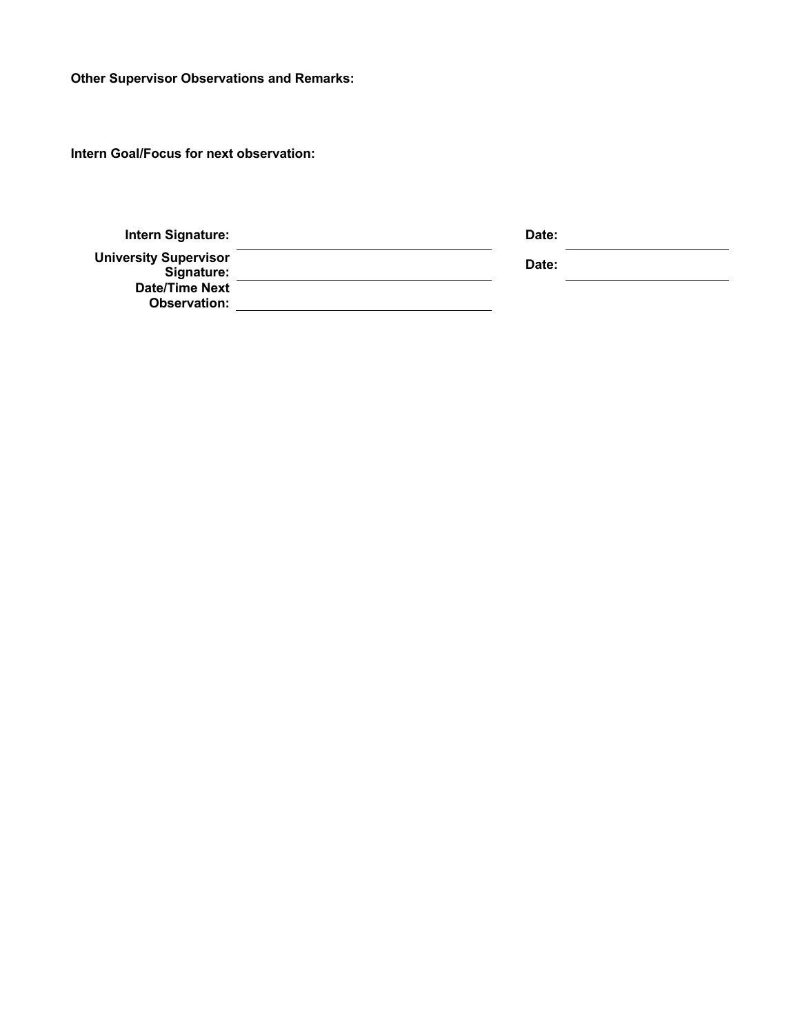**Other Supervisor Observations and Remarks:**

**Intern Goal/Focus for next observation:**

| | | | |
|---|---|---|---|
| **Intern Signature:** | | **Date:** | |
| **University Supervisor Signature:** | | **Date:** | |
| **Date/Time Next Observation:** | | | |